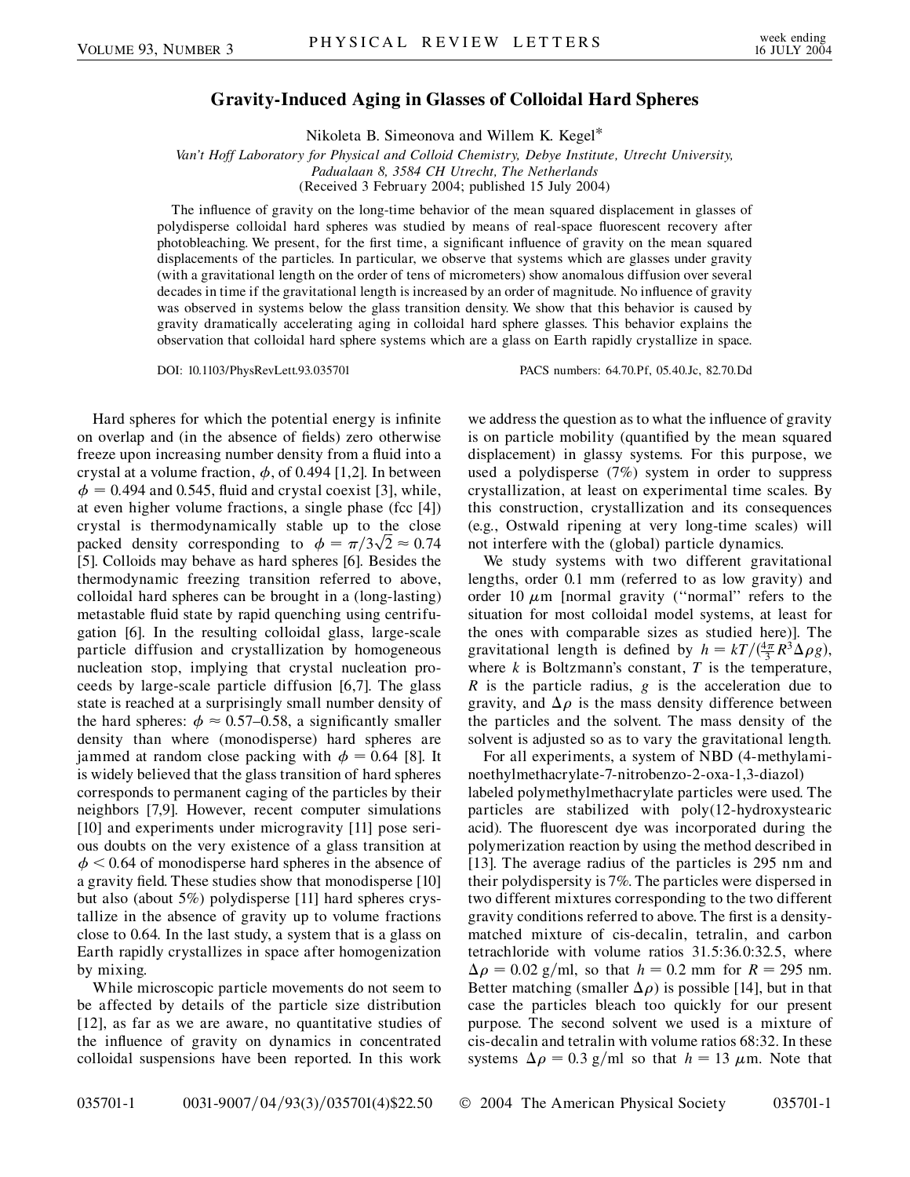# Gravity-Induced Aging in Glasses of Colloidal Hard Spheres

Nikoleta B. Simeonova and Willem K. Kegel*

*Van't Hoff Laboratory for Physical and Colloid Chemistry, Debye Institute, Utrecht University, Padualaan 8, 3584 CH Utrecht, The Netherlands*

(Received 3 February 2004; published 15 July 2004)

The influence of gravity on the long-time behavior of the mean squared displacement in glasses of polydisperse colloidal hard spheres was studied by means of real-space fluorescent recovery after photobleaching. We present, for the first time, a significant influence of gravity on the mean squared displacements of the particles. In particular, we observe that systems which are glasses under gravity (with a gravitational length on the order of tens of micrometers) show anomalous diffusion over several decades in time if the gravitational length is increased by an order of magnitude. No influence of gravity was observed in systems below the glass transition density. We show that this behavior is caused by gravity dramatically accelerating aging in colloidal hard sphere glasses. This behavior explains the observation that colloidal hard sphere systems which are a glass on Earth rapidly crystallize in space.

DOI: 10.1103/PhysRevLett.93.035701 PACS numbers: 64.70.Pf, 05.40.Jc, 82.70.Dd

Hard spheres for which the potential energy is infinite on overlap and (in the absence of fields) zero otherwise freeze upon increasing number density from a fluid into a crystal at a volume fraction, $\phi$, of 0.494 [1,2]. In between $\phi = 0.494$ and 0.545, fluid and crystal coexist [3], while, at even higher volume fractions, a single phase (fcc [4]) crystal is thermodynamically stable up to the close packed density corresponding to $\phi = \pi/3\sqrt{2} \approx 0.74$ [5]. Colloids may behave as hard spheres [6]. Besides the thermodynamic freezing transition referred to above, colloidal hard spheres can be brought in a (long-lasting) metastable fluid state by rapid quenching using centrifugation [6]. In the resulting colloidal glass, large-scale particle diffusion and crystallization by homogeneous nucleation stop, implying that crystal nucleation proceeds by large-scale particle diffusion [6,7]. The glass state is reached at a surprisingly small number density of the hard spheres: $\phi \approx 0.57$–$0.58$, a significantly smaller density than where (monodisperse) hard spheres are jammed at random close packing with $\phi = 0.64$ [8]. It is widely believed that the glass transition of hard spheres corresponds to permanent caging of the particles by their neighbors [7,9]. However, recent computer simulations [10] and experiments under microgravity [11] pose serious doubts on the very existence of a glass transition at $\phi < 0.64$ of monodisperse hard spheres in the absence of a gravity field. These studies show that monodisperse [10] but also (about 5%) polydisperse [11] hard spheres crystallize in the absence of gravity up to volume fractions close to 0.64. In the last study, a system that is a glass on Earth rapidly crystallizes in space after homogenization by mixing.

While microscopic particle movements do not seem to be affected by details of the particle size distribution [12], as far as we are aware, no quantitative studies of the influence of gravity on dynamics in concentrated colloidal suspensions have been reported. In this work we address the question as to what the influence of gravity is on particle mobility (quantified by the mean squared displacement) in glassy systems. For this purpose, we used a polydisperse (7%) system in order to suppress crystallization, at least on experimental time scales. By this construction, crystallization and its consequences (e.g., Ostwald ripening at very long-time scales) will not interfere with the (global) particle dynamics.

We study systems with two different gravitational lengths, order 0.1 mm (referred to as low gravity) and order 10 $\mu$m [normal gravity ("normal" refers to the situation for most colloidal model systems, at least for the ones with comparable sizes as studied here)]. The gravitational length is defined by $h = kT/(\frac{4\pi}{3}R^3\Delta\rho g)$, where $k$ is Boltzmann's constant, $T$ is the temperature, $R$ is the particle radius, $g$ is the acceleration due to gravity, and $\Delta\rho$ is the mass density difference between the particles and the solvent. The mass density of the solvent is adjusted so as to vary the gravitational length.

For all experiments, a system of NBD (4-methylaminoethylmethacrylate-7-nitrobenzo-2-oxa-1,3-diazol) labeled polymethylmethacrylate particles were used. The particles are stabilized with poly(12-hydroxystearic acid). The fluorescent dye was incorporated during the polymerization reaction by using the method described in [13]. The average radius of the particles is 295 nm and their polydispersity is 7%. The particles were dispersed in two different mixtures corresponding to the two different gravity conditions referred to above. The first is a density-matched mixture of cis-decalin, tetralin, and carbon tetrachloride with volume ratios 31.5:36.0:32.5, where $\Delta\rho = 0.02$ g/ml, so that $h = 0.2$ mm for $R = 295$ nm. Better matching (smaller $\Delta\rho$) is possible [14], but in that case the particles bleach too quickly for our present purpose. The second solvent we used is a mixture of cis-decalin and tetralin with volume ratios 68:32. In these systems $\Delta\rho = 0.3$ g/ml so that $h = 13$ $\mu$m. Note that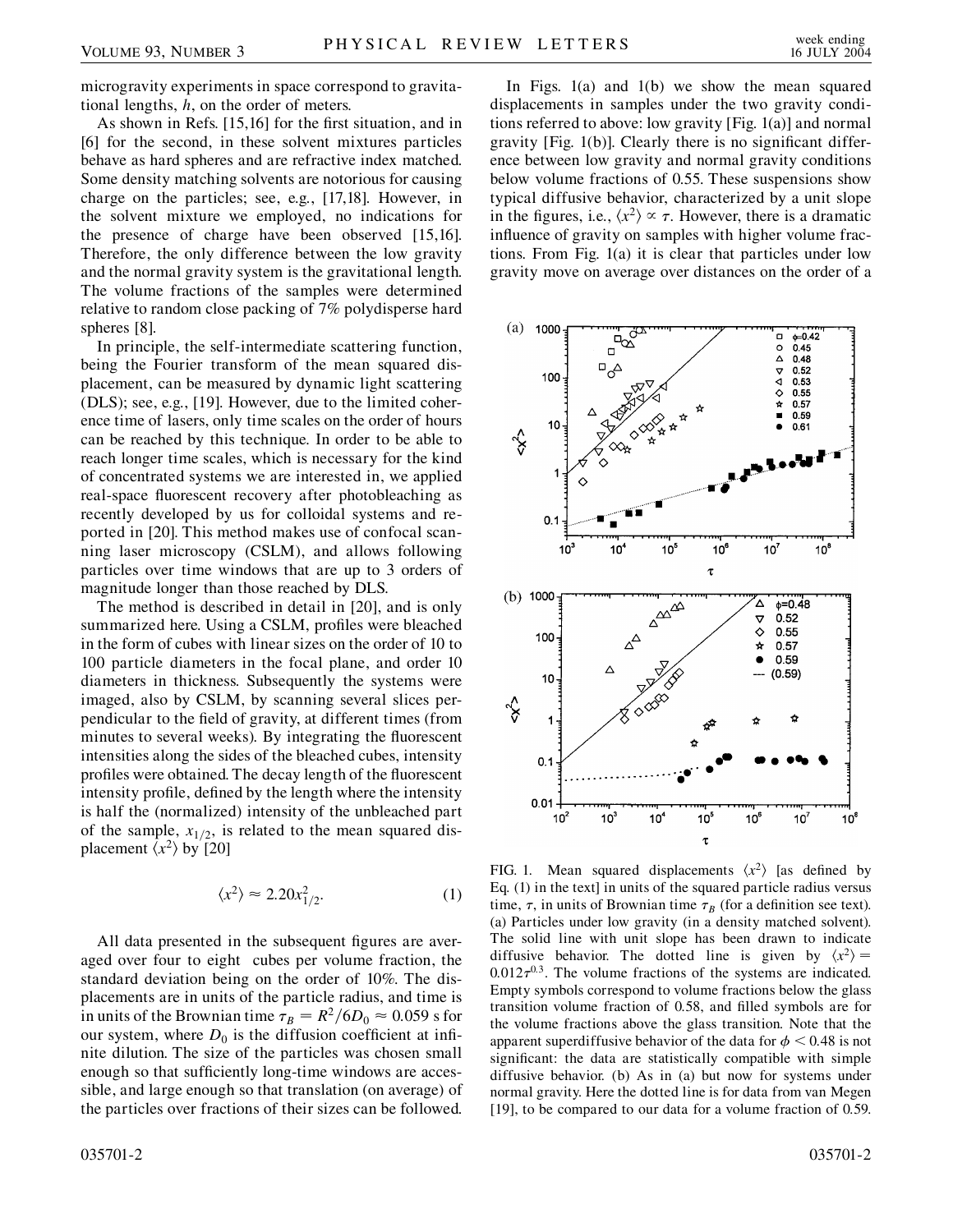microgravity experiments in space correspond to gravitational lengths, $h$, on the order of meters.

As shown in Refs. [15,16] for the first situation, and in [6] for the second, in these solvent mixtures particles behave as hard spheres and are refractive index matched. Some density matching solvents are notorious for causing charge on the particles; see, e.g., [17,18]. However, in the solvent mixture we employed, no indications for the presence of charge have been observed [15,16]. Therefore, the only difference between the low gravity and the normal gravity system is the gravitational length. The volume fractions of the samples were determined relative to random close packing of 7% polydisperse hard spheres [8].

In principle, the self-intermediate scattering function, being the Fourier transform of the mean squared displacement, can be measured by dynamic light scattering (DLS); see, e.g., [19]. However, due to the limited coherence time of lasers, only time scales on the order of hours can be reached by this technique. In order to be able to reach longer time scales, which is necessary for the kind of concentrated systems we are interested in, we applied real-space fluorescent recovery after photobleaching as recently developed by us for colloidal systems and reported in [20]. This method makes use of confocal scanning laser microscopy (CSLM), and allows following particles over time windows that are up to 3 orders of magnitude longer than those reached by DLS.

The method is described in detail in [20], and is only summarized here. Using a CSLM, profiles were bleached in the form of cubes with linear sizes on the order of 10 to 100 particle diameters in the focal plane, and order 10 diameters in thickness. Subsequently the systems were imaged, also by CSLM, by scanning several slices perpendicular to the field of gravity, at different times (from minutes to several weeks). By integrating the fluorescent intensities along the sides of the bleached cubes, intensity profiles were obtained. The decay length of the fluorescent intensity profile, defined by the length where the intensity is half the (normalized) intensity of the unbleached part of the sample, $x_{1/2}$, is related to the mean squared displacement $\langle x^2 \rangle$ by [20]

$$\langle x^2 \rangle \approx 2.20 x_{1/2}^2. \tag{1}$$

All data presented in the subsequent figures are averaged over four to eight cubes per volume fraction, the standard deviation being on the order of 10%. The displacements are in units of the particle radius, and time is in units of the Brownian time $\tau_B = R^2/6D_0 \approx 0.059$ s for our system, where $D_0$ is the diffusion coefficient at infinite dilution. The size of the particles was chosen small enough so that sufficiently long-time windows are accessible, and large enough so that translation (on average) of the particles over fractions of their sizes can be followed.

In Figs. 1(a) and 1(b) we show the mean squared displacements in samples under the two gravity conditions referred to above: low gravity [Fig. 1(a)] and normal gravity [Fig. 1(b)]. Clearly there is no significant difference between low gravity and normal gravity conditions below volume fractions of 0.55. These suspensions show typical diffusive behavior, characterized by a unit slope in the figures, i.e., $\langle x^2 \rangle \propto \tau$. However, there is a dramatic influence of gravity on samples with higher volume fractions. From Fig. 1(a) it is clear that particles under low gravity move on average over distances on the order of a

FIG. 1. Mean squared displacements $\langle x^2 \rangle$ [as defined by Eq. (1) in the text] in units of the squared particle radius versus time, $\tau$, in units of Brownian time $\tau_B$ (for a definition see text). (a) Particles under low gravity (in a density matched solvent). The solid line with unit slope has been drawn to indicate diffusive behavior. The dotted line is given by $\langle x^2 \rangle = 0.012\tau^{0.3}$. The volume fractions of the systems are indicated. Empty symbols correspond to volume fractions below the glass transition volume fraction of 0.58, and filled symbols are for the volume fractions above the glass transition. Note that the apparent superdiffusive behavior of the data for $\phi < 0.48$ is not significant: the data are statistically compatible with simple diffusive behavior. (b) As in (a) but now for systems under normal gravity. Here the dotted line is for data from van Megen [19], to be compared to our data for a volume fraction of 0.59.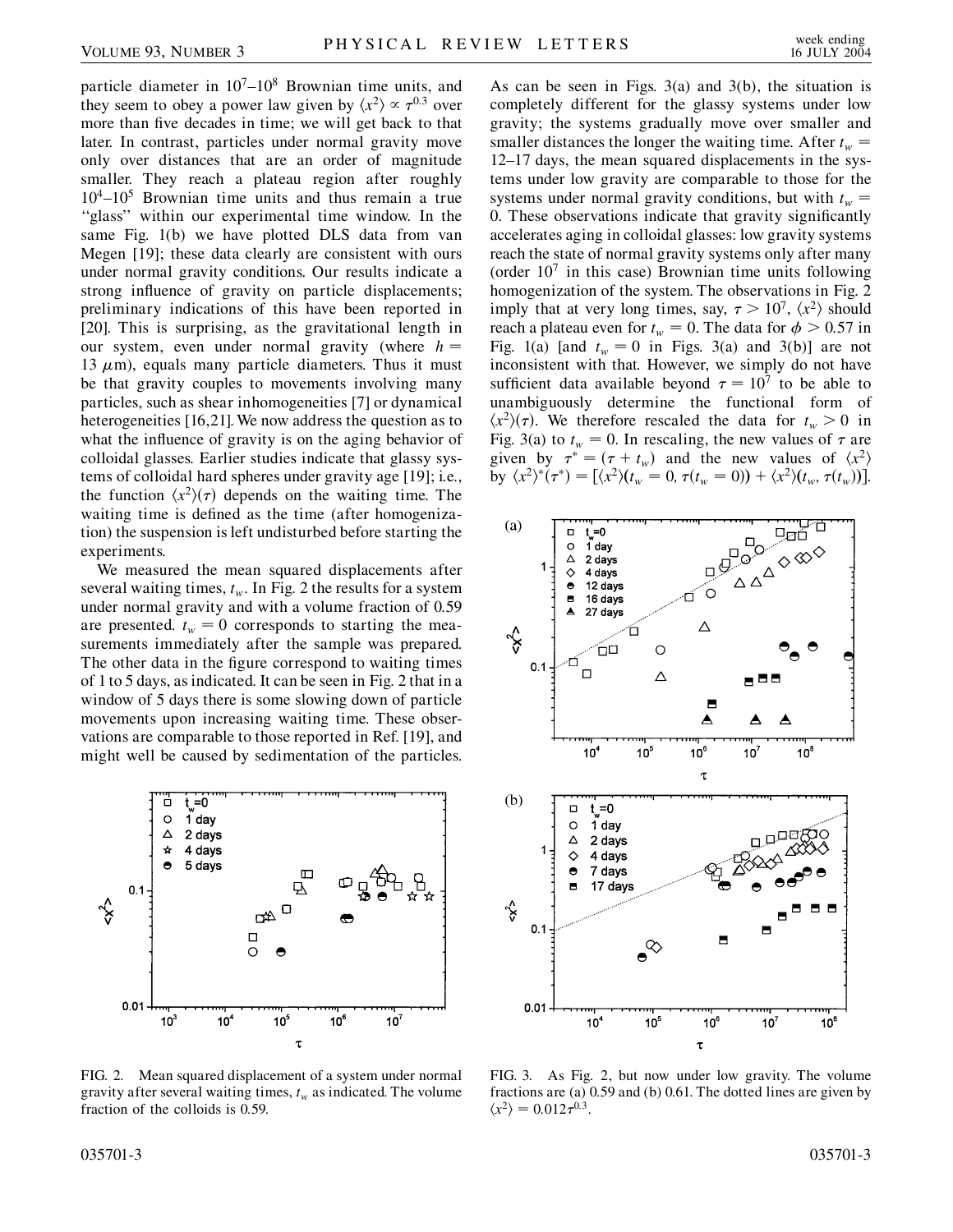particle diameter in $10^7$–$10^8$ Brownian time units, and they seem to obey a power law given by $\langle x^2 \rangle \propto \tau^{0.3}$ over more than five decades in time; we will get back to that later. In contrast, particles under normal gravity move only over distances that are an order of magnitude smaller. They reach a plateau region after roughly $10^4$–$10^5$ Brownian time units and thus remain a true "glass" within our experimental time window. In the same Fig. 1(b) we have plotted DLS data from van Megen [19]; these data clearly are consistent with ours under normal gravity conditions. Our results indicate a strong influence of gravity on particle displacements; preliminary indications of this have been reported in [20]. This is surprising, as the gravitational length in our system, even under normal gravity (where $h = 13\ \mu\text{m}$), equals many particle diameters. Thus it must be that gravity couples to movements involving many particles, such as shear inhomogeneities [7] or dynamical heterogeneities [16,21]. We now address the question as to what the influence of gravity is on the aging behavior of colloidal glasses. Earlier studies indicate that glassy systems of colloidal hard spheres under gravity age [19]; i.e., the function $\langle x^2 \rangle(\tau)$ depends on the waiting time. The waiting time is defined as the time (after homogenization) the suspension is left undisturbed before starting the experiments.

We measured the mean squared displacements after several waiting times, $t_w$. In Fig. 2 the results for a system under normal gravity and with a volume fraction of 0.59 are presented. $t_w = 0$ corresponds to starting the measurements immediately after the sample was prepared. The other data in the figure correspond to waiting times of 1 to 5 days, as indicated. It can be seen in Fig. 2 that in a window of 5 days there is some slowing down of particle movements upon increasing waiting time. These observations are comparable to those reported in Ref. [19], and might well be caused by sedimentation of the particles.

FIG. 2. Mean squared displacement of a system under normal gravity after several waiting times, $t_w$ as indicated. The volume fraction of the colloids is 0.59.

As can be seen in Figs. 3(a) and 3(b), the situation is completely different for the glassy systems under low gravity; the systems gradually move over smaller and smaller distances the longer the waiting time. After $t_w = 12$–$17$ days, the mean squared displacements in the systems under low gravity are comparable to those for the systems under normal gravity conditions, but with $t_w = 0$. These observations indicate that gravity significantly accelerates aging in colloidal glasses: low gravity systems reach the state of normal gravity systems only after many (order $10^7$ in this case) Brownian time units following homogenization of the system. The observations in Fig. 2 imply that at very long times, say, $\tau > 10^7$, $\langle x^2 \rangle$ should reach a plateau even for $t_w = 0$. The data for $\phi > 0.57$ in Fig. 1(a) [and $t_w = 0$ in Figs. 3(a) and 3(b)] are not inconsistent with that. However, we simply do not have sufficient data available beyond $\tau = 10^7$ to be able to unambiguously determine the functional form of $\langle x^2 \rangle(\tau)$. We therefore rescaled the data for $t_w > 0$ in Fig. 3(a) to $t_w = 0$. In rescaling, the new values of $\tau$ are given by $\tau^* = (\tau + t_w)$ and the new values of $\langle x^2 \rangle$ by $\langle x^2 \rangle^*(\tau^*) = [\langle x^2 \rangle(t_w = 0, \tau(t_w = 0)) + \langle x^2 \rangle(t_w, \tau(t_w))]$.

FIG. 3. As Fig. 2, but now under low gravity. The volume fractions are (a) 0.59 and (b) 0.61. The dotted lines are given by $\langle x^2 \rangle = 0.012\tau^{0.3}$.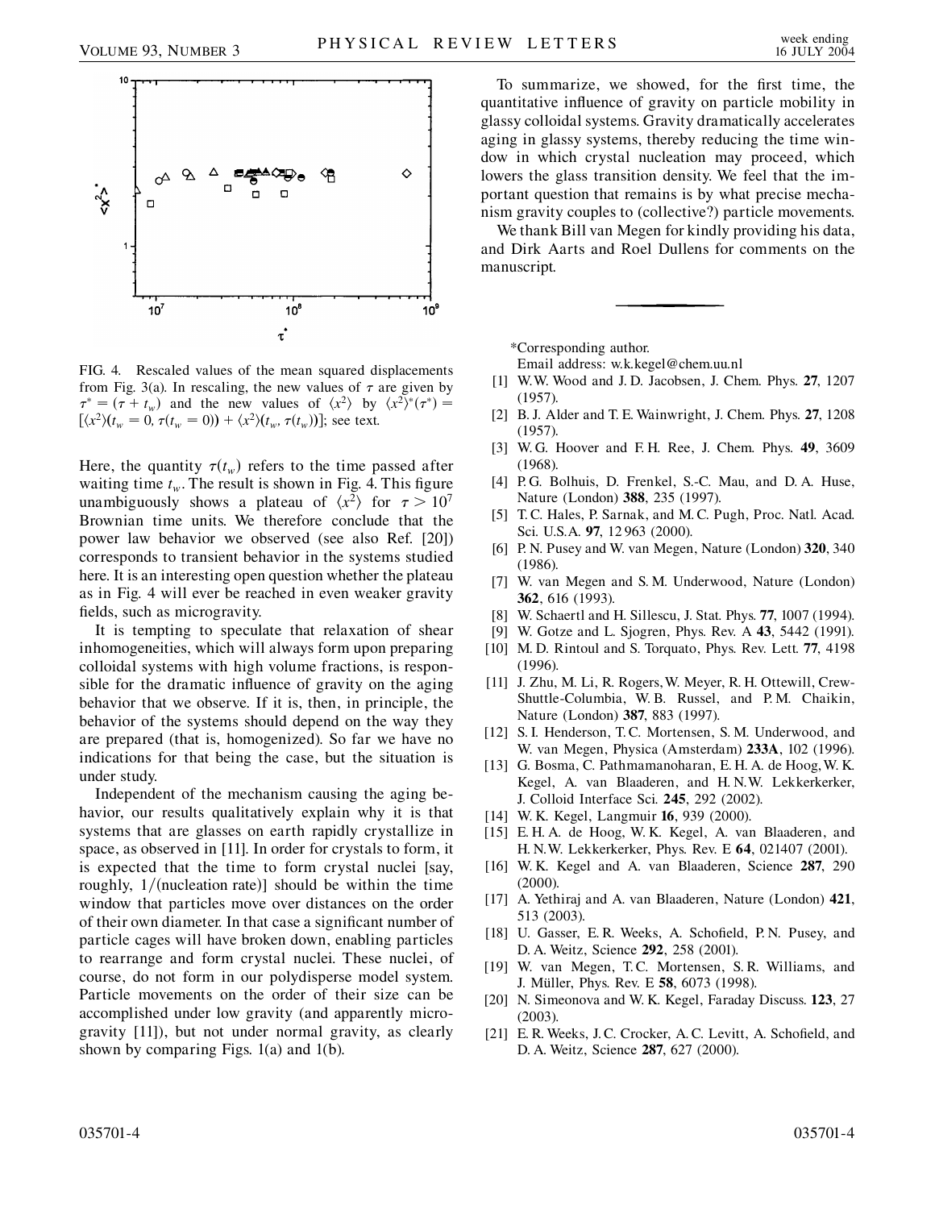10

$\langle x^2 \rangle^*$

1

$10^7$

$10^8$

$10^9$

$\tau^*$

FIG. 4. Rescaled values of the mean squared displacements from Fig. 3(a). In rescaling, the new values of $\tau$ are given by $\tau^* = (\tau + t_w)$ and the new values of $\langle x^2 \rangle$ by $\langle x^2 \rangle^*(\tau^*) = [\langle x^2 \rangle(t_w = 0, \tau(t_w = 0)) + \langle x^2 \rangle(t_w, \tau(t_w))]$; see text.

Here, the quantity $\tau(t_w)$ refers to the time passed after waiting time $t_w$. The result is shown in Fig. 4. This figure unambiguously shows a plateau of $\langle x^2 \rangle$ for $\tau > 10^7$ Brownian time units. We therefore conclude that the power law behavior we observed (see also Ref. [20]) corresponds to transient behavior in the systems studied here. It is an interesting open question whether the plateau as in Fig. 4 will ever be reached in even weaker gravity fields, such as microgravity.

It is tempting to speculate that relaxation of shear inhomogeneities, which will always form upon preparing colloidal systems with high volume fractions, is responsible for the dramatic influence of gravity on the aging behavior that we observe. If it is, then, in principle, the behavior of the systems should depend on the way they are prepared (that is, homogenized). So far we have no indications for that being the case, but the situation is under study.

Independent of the mechanism causing the aging behavior, our results qualitatively explain why it is that systems that are glasses on earth rapidly crystallize in space, as observed in [11]. In order for crystals to form, it is expected that the time to form crystal nuclei [say, roughly, 1/(nucleation rate)] should be within the time window that particles move over distances on the order of their own diameter. In that case a significant number of particle cages will have broken down, enabling particles to rearrange and form crystal nuclei. These nuclei, of course, do not form in our polydisperse model system. Particle movements on the order of their size can be accomplished under low gravity (and apparently microgravity [11]), but not under normal gravity, as clearly shown by comparing Figs. 1(a) and 1(b).

To summarize, we showed, for the first time, the quantitative influence of gravity on particle mobility in glassy colloidal systems. Gravity dramatically accelerates aging in glassy systems, thereby reducing the time window in which crystal nucleation may proceed, which lowers the glass transition density. We feel that the important question that remains is by what precise mechanism gravity couples to (collective?) particle movements.

We thank Bill van Megen for kindly providing his data, and Dirk Aarts and Roel Dullens for comments on the manuscript.

---

*Corresponding author.
Email address: w.k.kegel@chem.uu.nl

[1] W. W. Wood and J. D. Jacobsen, J. Chem. Phys. **27**, 1207 (1957).
[2] B. J. Alder and T. E. Wainwright, J. Chem. Phys. **27**, 1208 (1957).
[3] W. G. Hoover and F. H. Ree, J. Chem. Phys. **49**, 3609 (1968).
[4] P. G. Bolhuis, D. Frenkel, S.-C. Mau, and D. A. Huse, Nature (London) **388**, 235 (1997).
[5] T. C. Hales, P. Sarnak, and M. C. Pugh, Proc. Natl. Acad. Sci. U.S.A. **97**, 12 963 (2000).
[6] P. N. Pusey and W. van Megen, Nature (London) **320**, 340 (1986).
[7] W. van Megen and S. M. Underwood, Nature (London) **362**, 616 (1993).
[8] W. Schaertl and H. Sillescu, J. Stat. Phys. **77**, 1007 (1994).
[9] W. Gotze and L. Sjogren, Phys. Rev. A **43**, 5442 (1991).
[10] M. D. Rintoul and S. Torquato, Phys. Rev. Lett. **77**, 4198 (1996).
[11] J. Zhu, M. Li, R. Rogers, W. Meyer, R. H. Ottewill, Crew-Shuttle-Columbia, W. B. Russel, and P. M. Chaikin, Nature (London) **387**, 883 (1997).
[12] S. I. Henderson, T. C. Mortensen, S. M. Underwood, and W. van Megen, Physica (Amsterdam) **233A**, 102 (1996).
[13] G. Bosma, C. Pathmamanoharan, E. H. A. de Hoog, W. K. Kegel, A. van Blaaderen, and H. N. W. Lekkerkerker, J. Colloid Interface Sci. **245**, 292 (2002).
[14] W. K. Kegel, Langmuir **16**, 939 (2000).
[15] E. H. A. de Hoog, W. K. Kegel, A. van Blaaderen, and H. N. W. Lekkerkerker, Phys. Rev. E **64**, 021407 (2001).
[16] W. K. Kegel and A. van Blaaderen, Science **287**, 290 (2000).
[17] A. Yethiraj and A. van Blaaderen, Nature (London) **421**, 513 (2003).
[18] U. Gasser, E. R. Weeks, A. Schofield, P. N. Pusey, and D. A. Weitz, Science **292**, 258 (2001).
[19] W. van Megen, T. C. Mortensen, S. R. Williams, and J. Müller, Phys. Rev. E **58**, 6073 (1998).
[20] N. Simeonova and W. K. Kegel, Faraday Discuss. **123**, 27 (2003).
[21] E. R. Weeks, J. C. Crocker, A. C. Levitt, A. Schofield, and D. A. Weitz, Science **287**, 627 (2000).